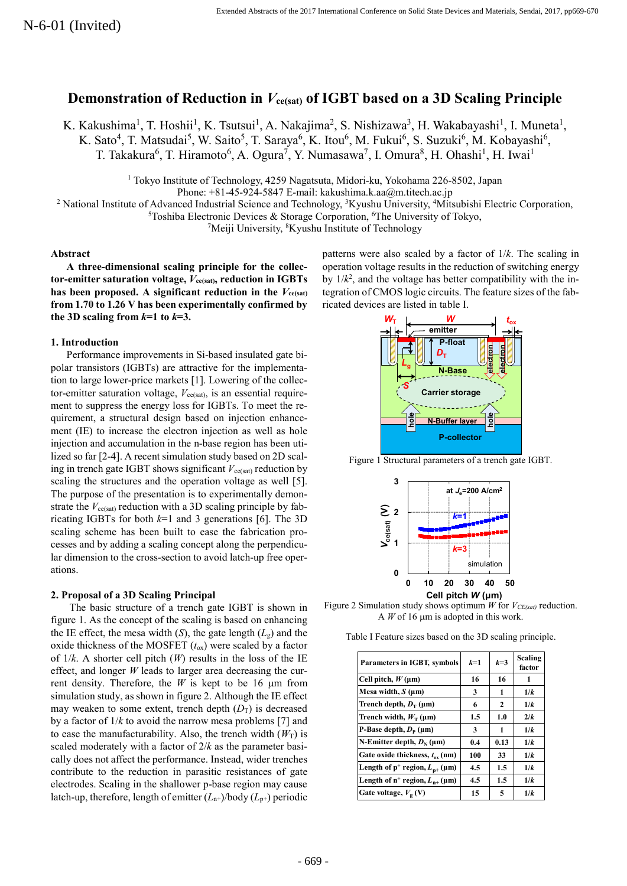N-6-01 (Invited)

# Demonstration of Reduction in $V_{ce(sat)}$ of IGBT based on a 3D Scaling Principle

K. Kakushima[1], T. Hoshii[1], K. Tsutsui[1], A. Nakajima[2], S. Nishizawa[3], H. Wakabayashi[1], I. Muneta[1], K. Sato[4], T. Matsudai[5], W. Saito[5], T. Saraya[6], K. Itou[6], M. Fukui[6], S. Suzuki[6], M. Kobayashi[6], T. Takakura[6], T. Hiramoto[6], A. Ogura[7], Y. Numasawa[7], I. Omura[8], H. Ohashi[1], H. Iwai[1]

[1] Tokyo Institute of Technology, 4259 Nagatsuta, Midori-ku, Yokohama 226-8502, Japan
Phone: +81-45-924-5847 E-mail: kakushima.k.aa@m.titech.ac.jp
[2] National Institute of Advanced Industrial Science and Technology, [3]Kyushu University, [4]Mitsubishi Electric Corporation, [5]Toshiba Electronic Devices & Storage Corporation, [6]The University of Tokyo, [7]Meiji University, [8]Kyushu Institute of Technology

## Abstract

**A three-dimensional scaling principle for the collector-emitter saturation voltage, $V_{ce(sat)}$, reduction in IGBTs has been proposed. A significant reduction in the $V_{ce(sat)}$ from 1.70 to 1.26 V has been experimentally confirmed by the 3D scaling from $k$=1 to $k$=3.**

## 1. Introduction

Performance improvements in Si-based insulated gate bipolar transistors (IGBTs) are attractive for the implementation to large lower-price markets [1]. Lowering of the collector-emitter saturation voltage, $V_{ce(sat)}$, is an essential requirement to suppress the energy loss for IGBTs. To meet the requirement, a structural design based on injection enhancement (IE) to increase the electron injection as well as hole injection and accumulation in the n-base region has been utilized so far [2-4]. A recent simulation study based on 2D scaling in trench gate IGBT shows significant $V_{ce(sat)}$ reduction by scaling the structures and the operation voltage as well [5]. The purpose of the presentation is to experimentally demonstrate the $V_{ce(sat)}$ reduction with a 3D scaling principle by fabricating IGBTs for both $k$=1 and 3 generations [6]. The 3D scaling scheme has been built to ease the fabrication processes and by adding a scaling concept along the perpendicular dimension to the cross-section to avoid latch-up free operations.

## 2. Proposal of a 3D Scaling Principal

The basic structure of a trench gate IGBT is shown in figure 1. As the concept of the scaling is based on enhancing the IE effect, the mesa width ($S$), the gate length ($L_g$) and the oxide thickness of the MOSFET ($t_{ox}$) were scaled by a factor of $1/k$. A shorter cell pitch ($W$) results in the loss of the IE effect, and longer $W$ leads to larger area decreasing the current density. Therefore, the $W$ is kept to be 16 μm from simulation study, as shown in figure 2. Although the IE effect may weaken to some extent, trench depth ($D_T$) is decreased by a factor of $1/k$ to avoid the narrow mesa problems [7] and to ease the manufacturability. Also, the trench width ($W_T$) is scaled moderately with a factor of $2/k$ as the parameter basically does not affect the performance. Instead, wider trenches contribute to the reduction in parasitic resistances of gate electrodes. Scaling in the shallower p-base region may cause latch-up, therefore, length of emitter ($L_{n+}$)/body ($L_{p+}$) periodic patterns were also scaled by a factor of $1/k$. The scaling in operation voltage results in the reduction of switching energy by $1/k^2$, and the voltage has better compatibility with the integration of CMOS logic circuits. The feature sizes of the fabricated devices are listed in table I.

Figure 1 Structural parameters of a trench gate IGBT.

Figure 2 Simulation study shows optimum $W$ for $V_{CE(sat)}$ reduction. A $W$ of 16 μm is adopted in this work.

Table I Feature sizes based on the 3D scaling principle.

| Parameters in IGBT, symbols | $k$=1 | $k$=3 | Scaling factor |
|---|---|---|---|
| Cell pitch, $W$ (μm) | 16 | 16 | 1 |
| Mesa width, $S$ (μm) | 3 | 1 | $1/k$ |
| Trench depth, $D_T$ (μm) | 6 | 2 | $1/k$ |
| Trench width, $W_T$ (μm) | 1.5 | 1.0 | $2/k$ |
| P-Base depth, $D_P$ (μm) | 3 | 1 | $1/k$ |
| N-Emitter depth, $D_N$ (μm) | 0.4 | 0.13 | $1/k$ |
| Gate oxide thickness, $t_{ox}$ (nm) | 100 | 33 | $1/k$ |
| Length of p+ region, $L_{p+}$ (μm) | 4.5 | 1.5 | $1/k$ |
| Length of n+ region, $L_{n+}$ (μm) | 4.5 | 1.5 | $1/k$ |
| Gate voltage, $V_g$ (V) | 15 | 5 | $1/k$ |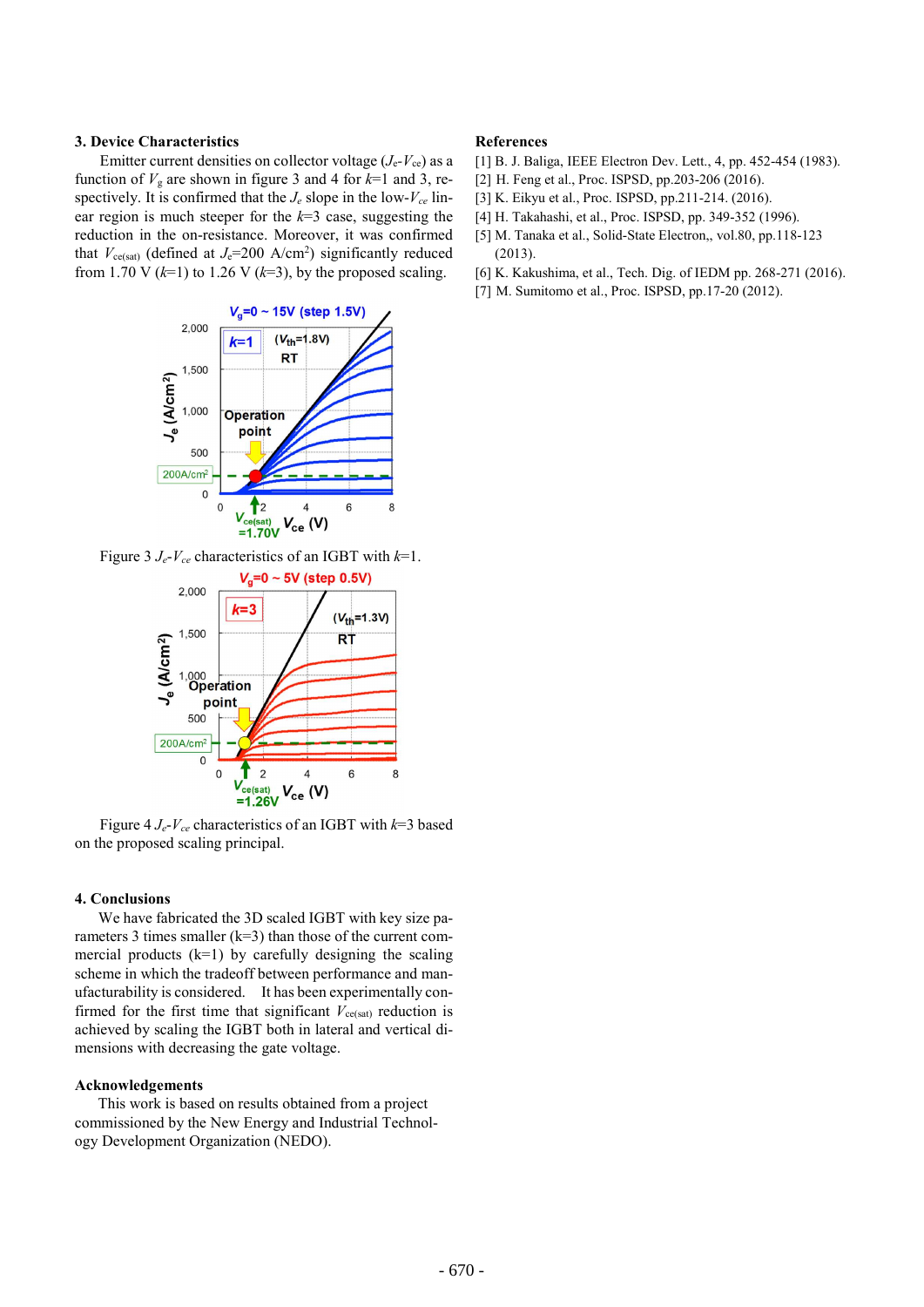## 3. Device Characteristics

Emitter current densities on collector voltage ($J_e$-$V_{ce}$) as a function of $V_g$ are shown in figure 3 and 4 for $k$=1 and 3, respectively. It is confirmed that the $J_e$ slope in the low-$V_{ce}$ linear region is much steeper for the $k$=3 case, suggesting the reduction in the on-resistance. Moreover, it was confirmed that $V_{ce(sat)}$ (defined at $J_e$=200 A/cm$^2$) significantly reduced from 1.70 V ($k$=1) to 1.26 V ($k$=3), by the proposed scaling.

$V_g$=0 ~ 15V (step 1.5V)

$k$=1

($V_{th}$=1.8V)

RT

Operation point

200A/cm$^2$

$V_{ce(sat)}$ =1.70V

$J_e$ (A/cm$^2$)

$V_{ce}$ (V)

0, 500, 1,000, 1,500, 2,000

0, 2, 4, 6, 8

Figure 3 $J_e$-$V_{ce}$ characteristics of an IGBT with $k$=1.

$V_g$=0 ~ 5V (step 0.5V)

$k$=3

($V_{th}$=1.3V)

RT

Operation point

200A/cm$^2$

$V_{ce(sat)}$ =1.26V

$J_e$ (A/cm$^2$)

$V_{ce}$ (V)

0, 500, 1,000, 1,500, 2,000

0, 2, 4, 6, 8

Figure 4 $J_e$-$V_{ce}$ characteristics of an IGBT with $k$=3 based on the proposed scaling principal.

## 4. Conclusions

We have fabricated the 3D scaled IGBT with key size parameters 3 times smaller (k=3) than those of the current commercial products (k=1) by carefully designing the scaling scheme in which the tradeoff between performance and manufacturability is considered. It has been experimentally confirmed for the first time that significant $V_{ce(sat)}$ reduction is achieved by scaling the IGBT both in lateral and vertical dimensions with decreasing the gate voltage.

## Acknowledgements

This work is based on results obtained from a project commissioned by the New Energy and Industrial Technology Development Organization (NEDO).

## References

[1] B. J. Baliga, IEEE Electron Dev. Lett., 4, pp. 452-454 (1983).
[2] H. Feng et al., Proc. ISPSD, pp.203-206 (2016).
[3] K. Eikyu et al., Proc. ISPSD, pp.211-214. (2016).
[4] H. Takahashi, et al., Proc. ISPSD, pp. 349-352 (1996).
[5] M. Tanaka et al., Solid-State Electron,, vol.80, pp.118-123 (2013).
[6] K. Kakushima, et al., Tech. Dig. of IEDM pp. 268-271 (2016).
[7] M. Sumitomo et al., Proc. ISPSD, pp.17-20 (2012).